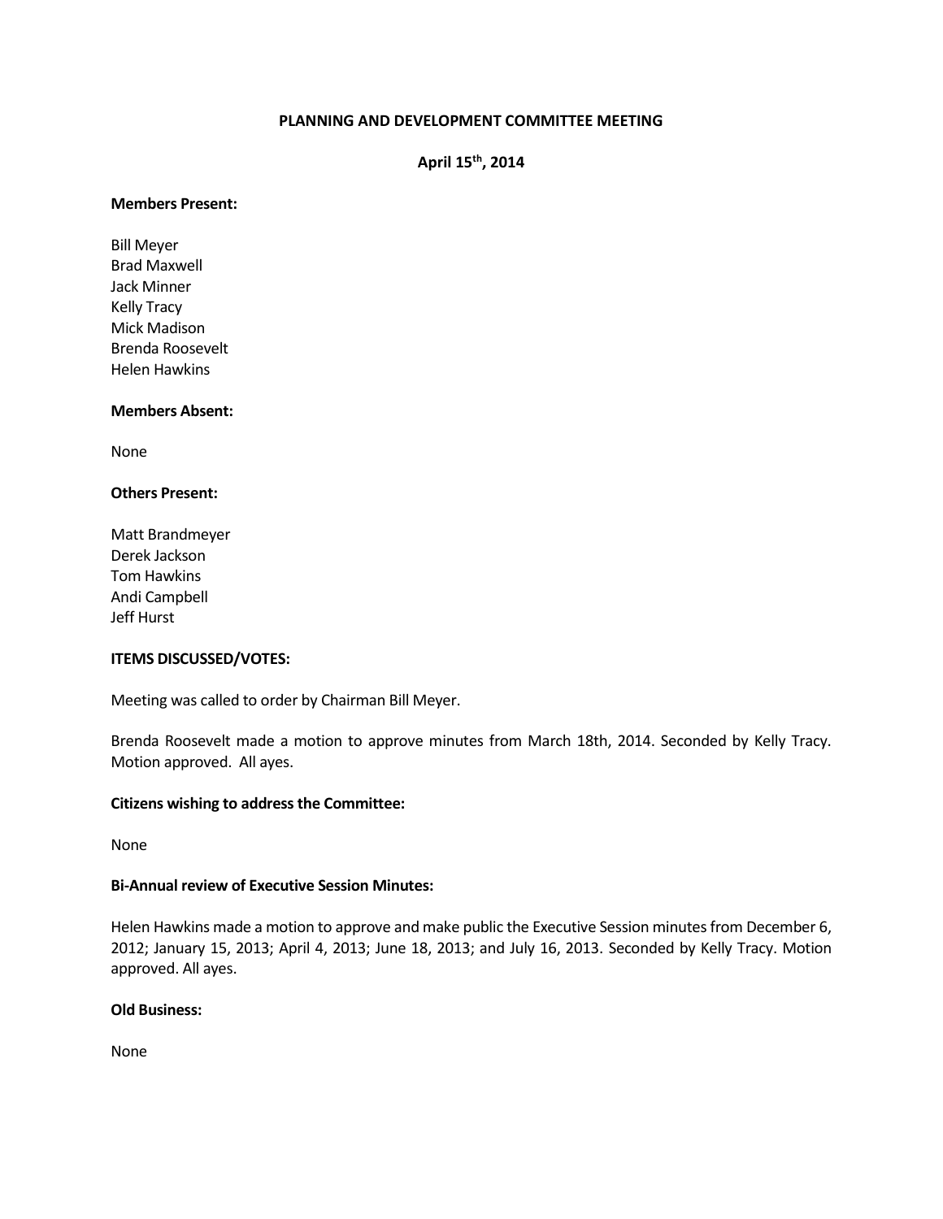# PLANNING AND DEVELOPMENT COMMITTEE MEETING

## April 15th, 2014

**Members Present:**

Bill Meyer
Brad Maxwell
Jack Minner
Kelly Tracy
Mick Madison
Brenda Roosevelt
Helen Hawkins

**Members Absent:**

None

**Others Present:**

Matt Brandmeyer
Derek Jackson
Tom Hawkins
Andi Campbell
Jeff Hurst

**ITEMS DISCUSSED/VOTES:**

Meeting was called to order by Chairman Bill Meyer.

Brenda Roosevelt made a motion to approve minutes from March 18th, 2014. Seconded by Kelly Tracy. Motion approved. All ayes.

**Citizens wishing to address the Committee:**

None

**Bi-Annual review of Executive Session Minutes:**

Helen Hawkins made a motion to approve and make public the Executive Session minutes from December 6, 2012; January 15, 2013; April 4, 2013; June 18, 2013; and July 16, 2013. Seconded by Kelly Tracy. Motion approved. All ayes.

**Old Business:**

None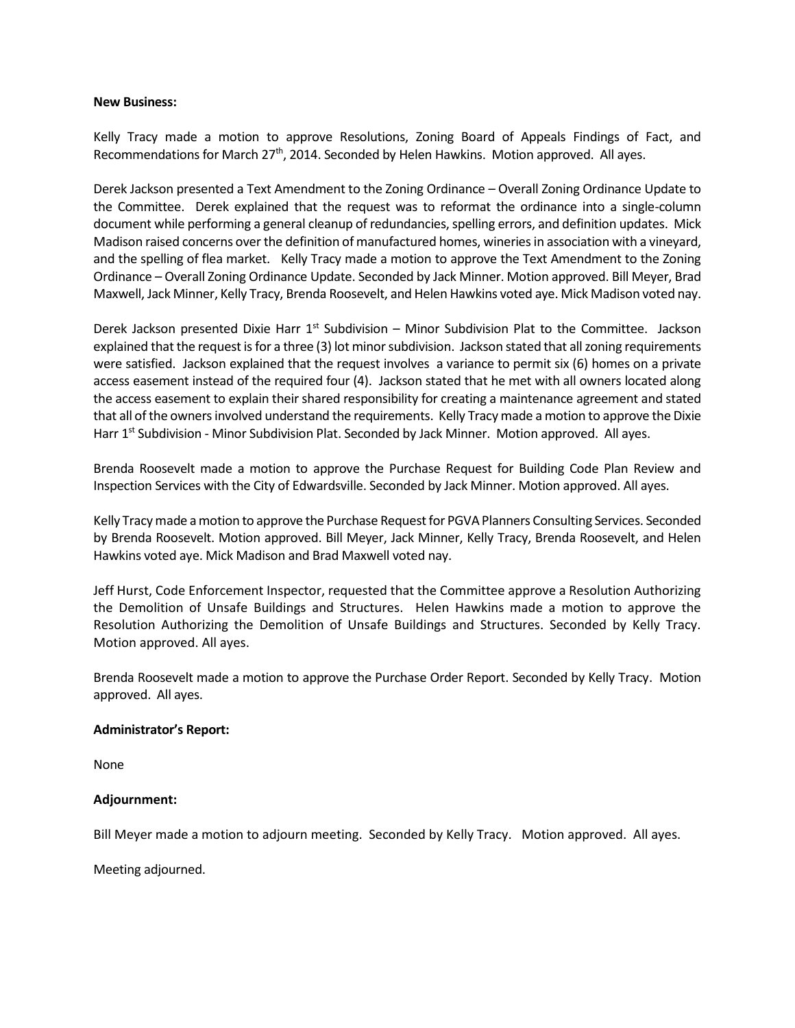**New Business:**

Kelly Tracy made a motion to approve Resolutions, Zoning Board of Appeals Findings of Fact, and Recommendations for March 27th, 2014. Seconded by Helen Hawkins. Motion approved. All ayes.

Derek Jackson presented a Text Amendment to the Zoning Ordinance – Overall Zoning Ordinance Update to the Committee. Derek explained that the request was to reformat the ordinance into a single-column document while performing a general cleanup of redundancies, spelling errors, and definition updates. Mick Madison raised concerns over the definition of manufactured homes, wineries in association with a vineyard, and the spelling of flea market. Kelly Tracy made a motion to approve the Text Amendment to the Zoning Ordinance – Overall Zoning Ordinance Update. Seconded by Jack Minner. Motion approved. Bill Meyer, Brad Maxwell, Jack Minner, Kelly Tracy, Brenda Roosevelt, and Helen Hawkins voted aye. Mick Madison voted nay.

Derek Jackson presented Dixie Harr 1st Subdivision – Minor Subdivision Plat to the Committee. Jackson explained that the request is for a three (3) lot minor subdivision. Jackson stated that all zoning requirements were satisfied. Jackson explained that the request involves a variance to permit six (6) homes on a private access easement instead of the required four (4). Jackson stated that he met with all owners located along the access easement to explain their shared responsibility for creating a maintenance agreement and stated that all of the owners involved understand the requirements. Kelly Tracy made a motion to approve the Dixie Harr 1st Subdivision - Minor Subdivision Plat. Seconded by Jack Minner. Motion approved. All ayes.

Brenda Roosevelt made a motion to approve the Purchase Request for Building Code Plan Review and Inspection Services with the City of Edwardsville. Seconded by Jack Minner. Motion approved. All ayes.

Kelly Tracy made a motion to approve the Purchase Request for PGVA Planners Consulting Services. Seconded by Brenda Roosevelt. Motion approved. Bill Meyer, Jack Minner, Kelly Tracy, Brenda Roosevelt, and Helen Hawkins voted aye. Mick Madison and Brad Maxwell voted nay.

Jeff Hurst, Code Enforcement Inspector, requested that the Committee approve a Resolution Authorizing the Demolition of Unsafe Buildings and Structures. Helen Hawkins made a motion to approve the Resolution Authorizing the Demolition of Unsafe Buildings and Structures. Seconded by Kelly Tracy. Motion approved. All ayes.

Brenda Roosevelt made a motion to approve the Purchase Order Report. Seconded by Kelly Tracy. Motion approved. All ayes.

**Administrator's Report:**

None

**Adjournment:**

Bill Meyer made a motion to adjourn meeting. Seconded by Kelly Tracy. Motion approved. All ayes.

Meeting adjourned.